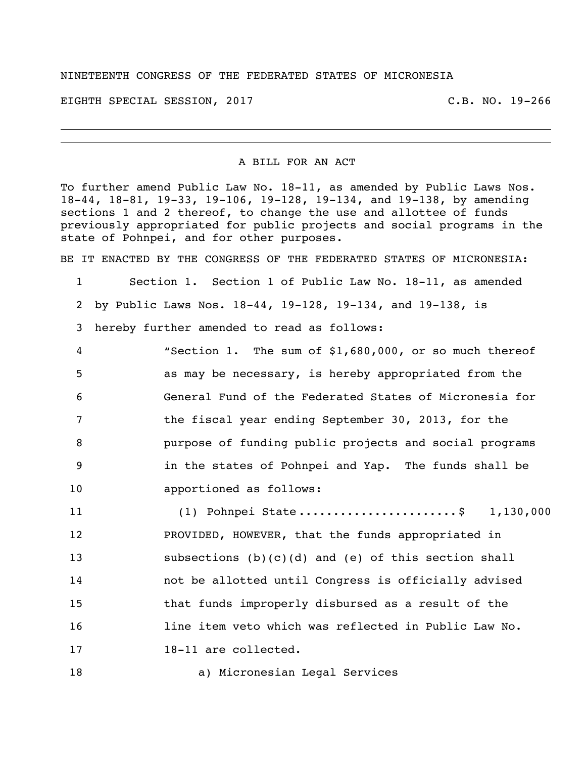NINETEENTH CONGRESS OF THE FEDERATED STATES OF MICRONESIA

EIGHTH SPECIAL SESSION, 2017 C.B. NO. 19-266

---

A BILL FOR AN ACT

To further amend Public Law No. 18-11, as amended by Public Laws Nos. 18-44, 18-81, 19-33, 19-106, 19-128, 19-134, and 19-138, by amending sections 1 and 2 thereof, to change the use and allottee of funds previously appropriated for public projects and social programs in the state of Pohnpei, and for other purposes.

BE IT ENACTED BY THE CONGRESS OF THE FEDERATED STATES OF MICRONESIA:

1 Section 1. Section 1 of Public Law No. 18-11, as amended
2 by Public Laws Nos. 18-44, 19-128, 19-134, and 19-138, is
3 hereby further amended to read as follows:
4 "Section 1. The sum of $1,680,000, or so much thereof
5 as may be necessary, is hereby appropriated from the
6 General Fund of the Federated States of Micronesia for
7 the fiscal year ending September 30, 2013, for the
8 purpose of funding public projects and social programs
9 in the states of Pohnpei and Yap. The funds shall be
10 apportioned as follows:
11 (1) Pohnpei State ...................... $ 1,130,000
12 PROVIDED, HOWEVER, that the funds appropriated in
13 subsections (b)(c)(d) and (e) of this section shall
14 not be allotted until Congress is officially advised
15 that funds improperly disbursed as a result of the
16 line item veto which was reflected in Public Law No.
17 18-11 are collected.
18 a) Micronesian Legal Services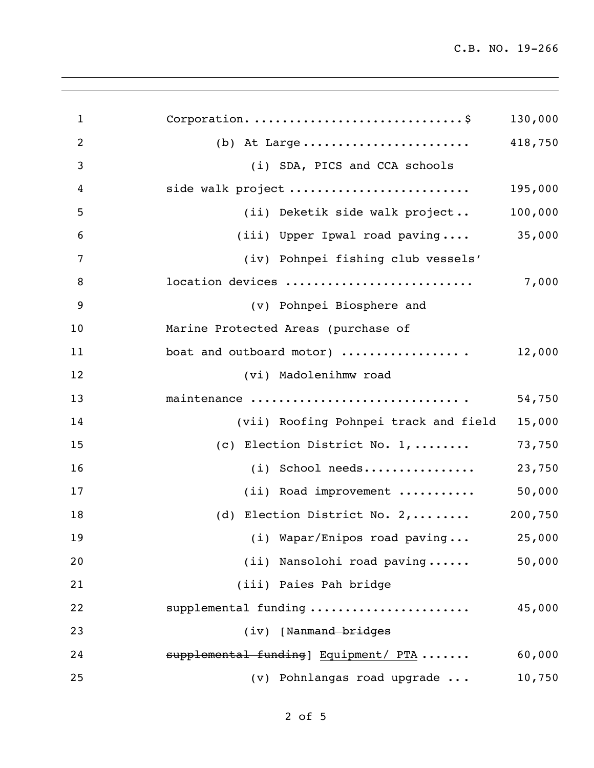Corporation.............................$ 130,000

(b) At Large....................... 418,750

(i) SDA, PICS and CCA schools side walk project ........................ 195,000

(ii) Deketik side walk project.. 100,000

(iii) Upper Ipwal road paving.... 35,000

(iv) Pohnpei fishing club vessels' location devices .......................... 7,000

(v) Pohnpei Biosphere and Marine Protected Areas (purchase of boat and outboard motor) ................. 12,000

(vi) Madolenihmw road maintenance ............................. 54,750

(vii) Roofing Pohnpei track and field 15,000

(c) Election District No. 1,........ 73,750

(i) School needs................ 23,750

(ii) Road improvement .......... 50,000

(d) Election District No. 2,........ 200,750

(i) Wapar/Enipos road paving... 25,000

(ii) Nansolohi road paving...... 50,000

(iii) Paies Pah bridge supplemental funding ...................... 45,000

(iv) [~~Nanmand bridges supplemental funding~~] Equipment/ PTA ....... 60,000

(v) Pohnlangas road upgrade ... 10,750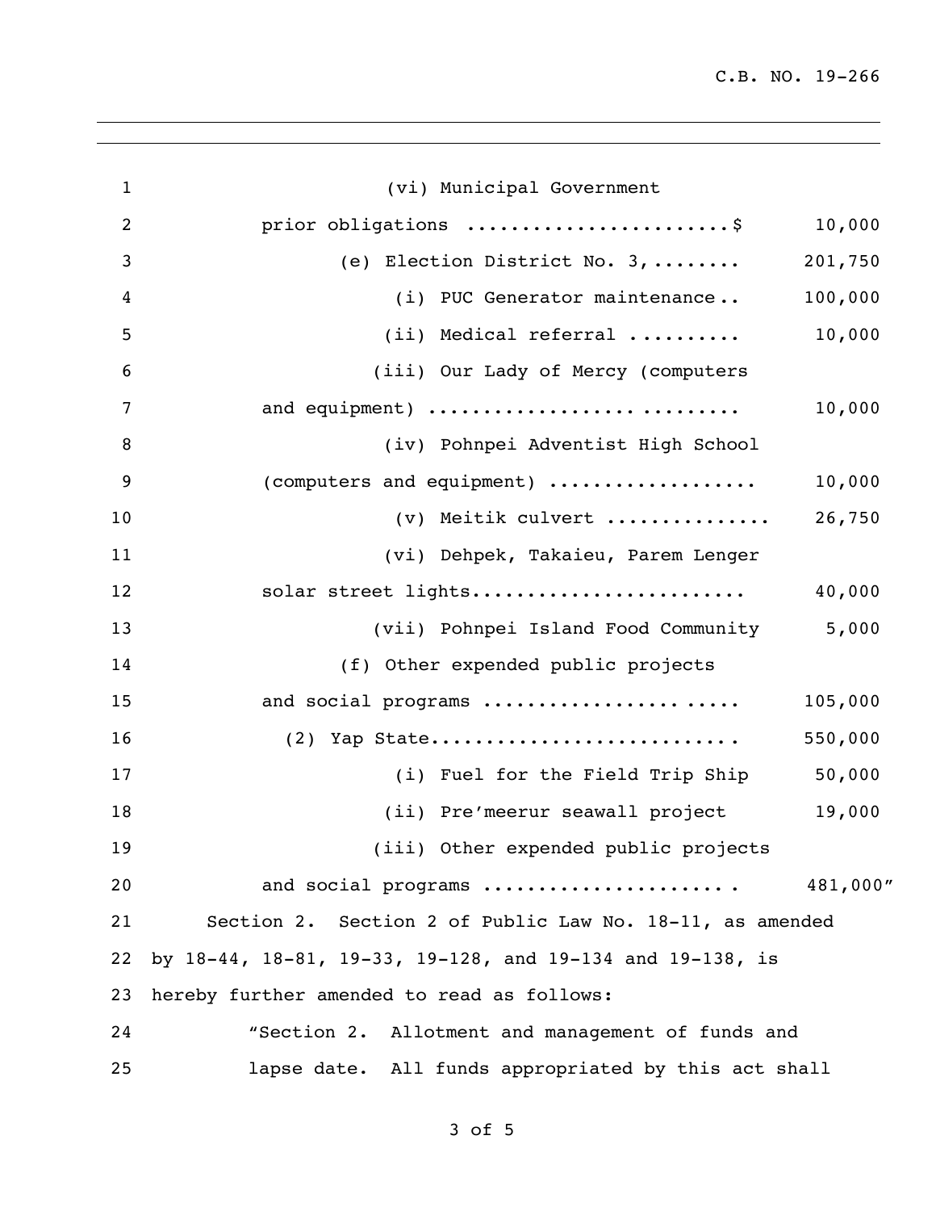(vi) Municipal Government prior obligations ........................$ 10,000

(e) Election District No. 3, ........ 201,750

(i) PUC Generator maintenance.. 100,000

(ii) Medical referral .......... 10,000

(iii) Our Lady of Mercy (computers and equipment) ............................ 10,000

(iv) Pohnpei Adventist High School (computers and equipment) .................. 10,000

(v) Meitik culvert ............... 26,750

(vi) Dehpek, Takaieu, Parem Lenger solar street lights........................ 40,000

(vii) Pohnpei Island Food Community 5,000

(f) Other expended public projects and social programs ...................... ..... 105,000

(2) Yap State........................... 550,000

(i) Fuel for the Field Trip Ship 50,000

(ii) Pre'meerur seawall project 19,000

(iii) Other expended public projects and social programs ..................... . 481,000"

Section 2. Section 2 of Public Law No. 18-11, as amended by 18-44, 18-81, 19-33, 19-128, and 19-134 and 19-138, is hereby further amended to read as follows:

"Section 2. Allotment and management of funds and lapse date. All funds appropriated by this act shall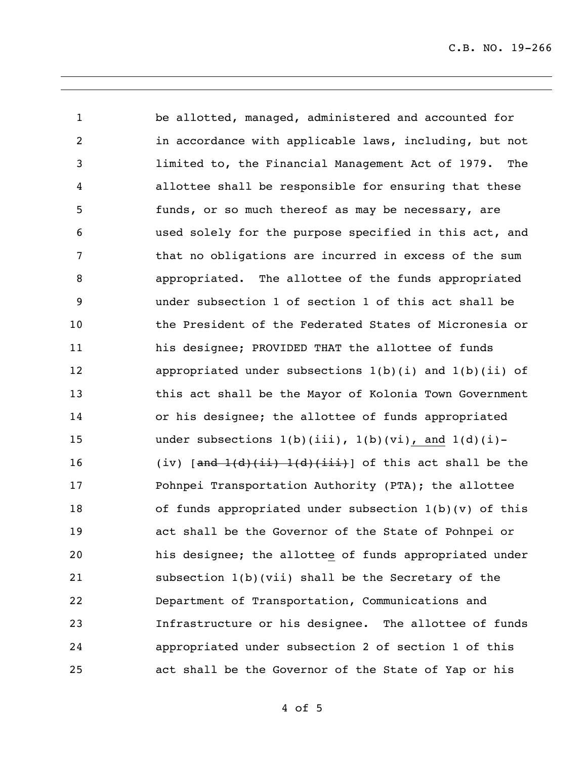be allotted, managed, administered and accounted for in accordance with applicable laws, including, but not limited to, the Financial Management Act of 1979. The allottee shall be responsible for ensuring that these funds, or so much thereof as may be necessary, are used solely for the purpose specified in this act, and that no obligations are incurred in excess of the sum appropriated. The allottee of the funds appropriated under subsection 1 of section 1 of this act shall be the President of the Federated States of Micronesia or his designee; PROVIDED THAT the allottee of funds appropriated under subsections 1(b)(i) and 1(b)(ii) of this act shall be the Mayor of Kolonia Town Government or his designee; the allottee of funds appropriated under subsections 1(b)(iii), 1(b)(vi)<u>, and</u> 1(d)(i)-(iv) [~~and 1(d)(ii) 1(d)(iii)~~] of this act shall be the Pohnpei Transportation Authority (PTA); the allottee of funds appropriated under subsection 1(b)(v) of this act shall be the Governor of the State of Pohnpei or his designee; the allott<u>e</u>e of funds appropriated under subsection 1(b)(vii) shall be the Secretary of the Department of Transportation, Communications and Infrastructure or his designee. The allottee of funds appropriated under subsection 2 of section 1 of this act shall be the Governor of the State of Yap or his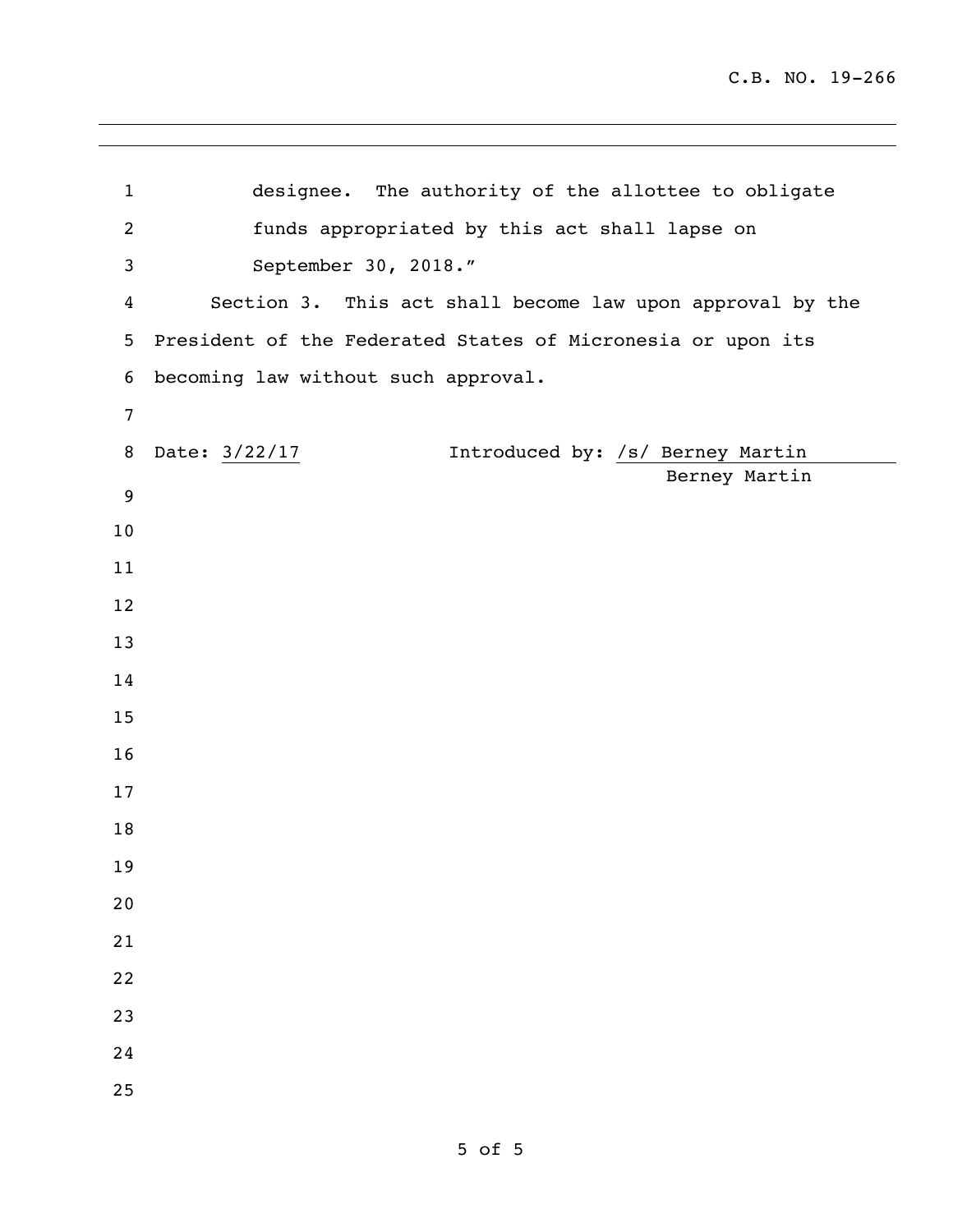designee. The authority of the allottee to obligate funds appropriated by this act shall lapse on September 30, 2018."

Section 3. This act shall become law upon approval by the President of the Federated States of Micronesia or upon its becoming law without such approval.

Date: 3/22/17 Introduced by: /s/ Berney Martin

Berney Martin